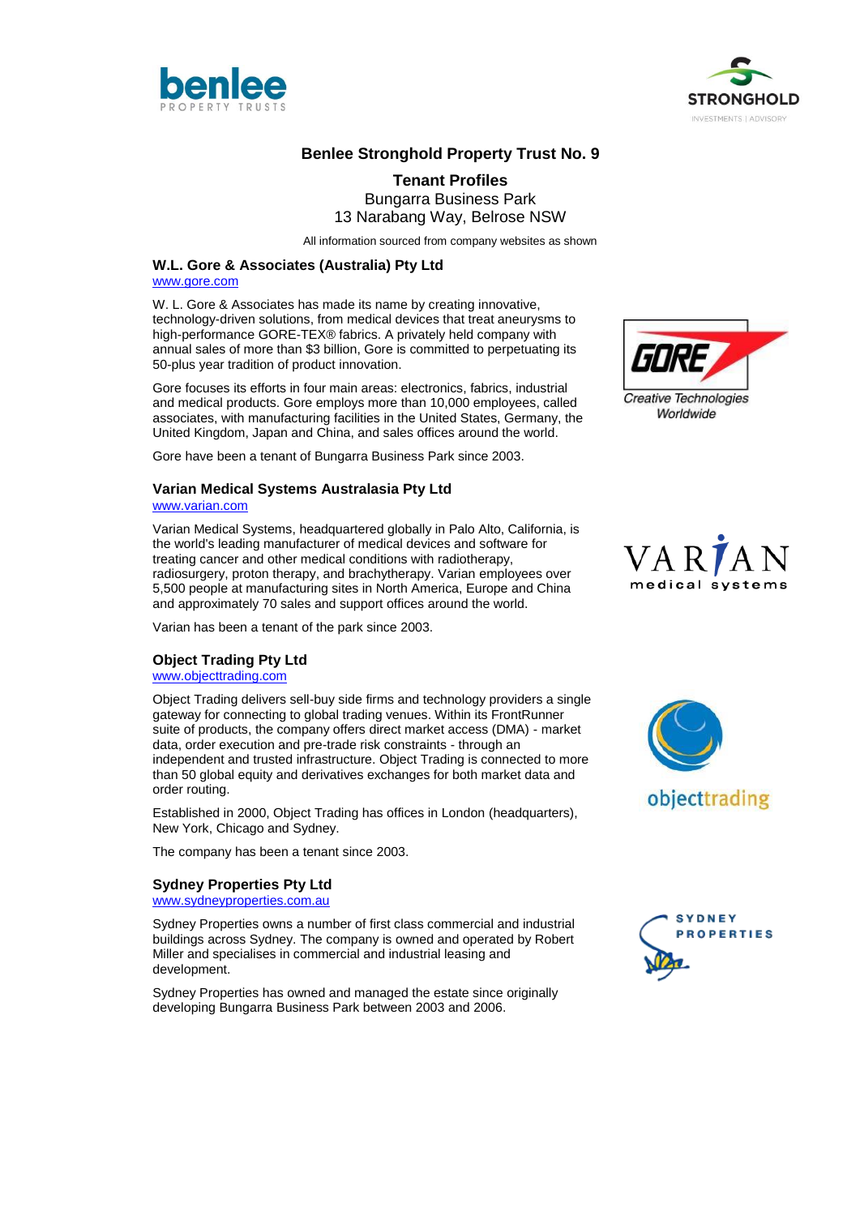# Benlee Stronghold Property Trust No. 9

## Tenant Profiles

Bungarra Business Park
13 Narabang Way, Belrose NSW

All information sourced from company websites as shown

### W.L. Gore & Associates (Australia) Pty Ltd

www.gore.com

W. L. Gore & Associates has made its name by creating innovative, technology-driven solutions, from medical devices that treat aneurysms to high-performance GORE-TEX® fabrics. A privately held company with annual sales of more than $3 billion, Gore is committed to perpetuating its 50-plus year tradition of product innovation.

Gore focuses its efforts in four main areas: electronics, fabrics, industrial and medical products. Gore employs more than 10,000 employees, called associates, with manufacturing facilities in the United States, Germany, the United Kingdom, Japan and China, and sales offices around the world.

Gore have been a tenant of Bungarra Business Park since 2003.

### Varian Medical Systems Australasia Pty Ltd

www.varian.com

Varian Medical Systems, headquartered globally in Palo Alto, California, is the world's leading manufacturer of medical devices and software for treating cancer and other medical conditions with radiotherapy, radiosurgery, proton therapy, and brachytherapy. Varian employees over 5,500 people at manufacturing sites in North America, Europe and China and approximately 70 sales and support offices around the world.

Varian has been a tenant of the park since 2003.

### Object Trading Pty Ltd

www.objecttrading.com

Object Trading delivers sell-buy side firms and technology providers a single gateway for connecting to global trading venues. Within its FrontRunner suite of products, the company offers direct market access (DMA) - market data, order execution and pre-trade risk constraints - through an independent and trusted infrastructure. Object Trading is connected to more than 50 global equity and derivatives exchanges for both market data and order routing.

Established in 2000, Object Trading has offices in London (headquarters), New York, Chicago and Sydney.

The company has been a tenant since 2003.

### Sydney Properties Pty Ltd

www.sydneyproperties.com.au

Sydney Properties owns a number of first class commercial and industrial buildings across Sydney. The company is owned and operated by Robert Miller and specialises in commercial and industrial leasing and development.

Sydney Properties has owned and managed the estate since originally developing Bungarra Business Park between 2003 and 2006.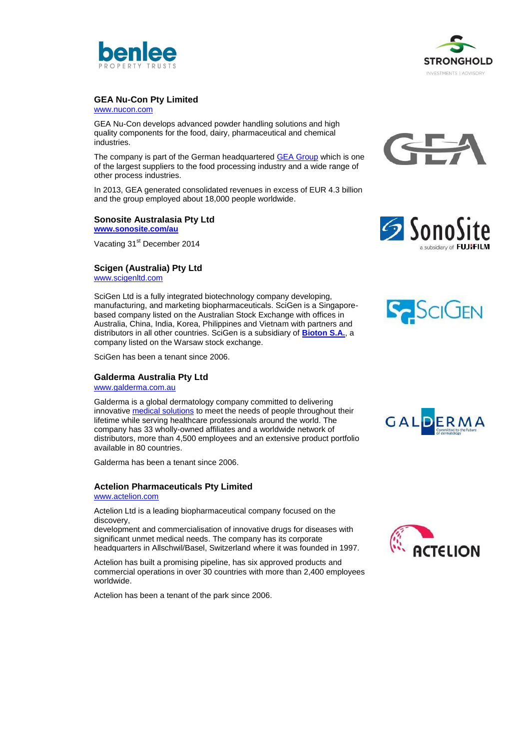### GEA Nu-Con Pty Limited

[www.nucon.com](www.nucon.com)

GEA Nu-Con develops advanced powder handling solutions and high quality components for the food, dairy, pharmaceutical and chemical industries.

The company is part of the German headquartered GEA Group which is one of the largest suppliers to the food processing industry and a wide range of other process industries.

In 2013, GEA generated consolidated revenues in excess of EUR 4.3 billion and the group employed about 18,000 people worldwide.

### Sonosite Australasia Pty Ltd

**[www.sonosite.com/au](www.sonosite.com/au)**

Vacating 31st December 2014

### Scigen (Australia) Pty Ltd

[www.scigenltd.com](www.scigenltd.com)

SciGen Ltd is a fully integrated biotechnology company developing, manufacturing, and marketing biopharmaceuticals. SciGen is a Singapore-based company listed on the Australian Stock Exchange with offices in Australia, China, India, Korea, Philippines and Vietnam with partners and distributors in all other countries. SciGen is a subsidiary of **Bioton S.A.**, a company listed on the Warsaw stock exchange.

SciGen has been a tenant since 2006.

### Galderma Australia Pty Ltd

[www.galderma.com.au](www.galderma.com.au)

Galderma is a global dermatology company committed to delivering innovative medical solutions to meet the needs of people throughout their lifetime while serving healthcare professionals around the world. The company has 33 wholly-owned affiliates and a worldwide network of distributors, more than 4,500 employees and an extensive product portfolio available in 80 countries.

Galderma has been a tenant since 2006.

### Actelion Pharmaceuticals Pty Limited

[www.actelion.com](www.actelion.com)

Actelion Ltd is a leading biopharmaceutical company focused on the discovery,
development and commercialisation of innovative drugs for diseases with significant unmet medical needs. The company has its corporate headquarters in Allschwil/Basel, Switzerland where it was founded in 1997.

Actelion has built a promising pipeline, has six approved products and commercial operations in over 30 countries with more than 2,400 employees worldwide.

Actelion has been a tenant of the park since 2006.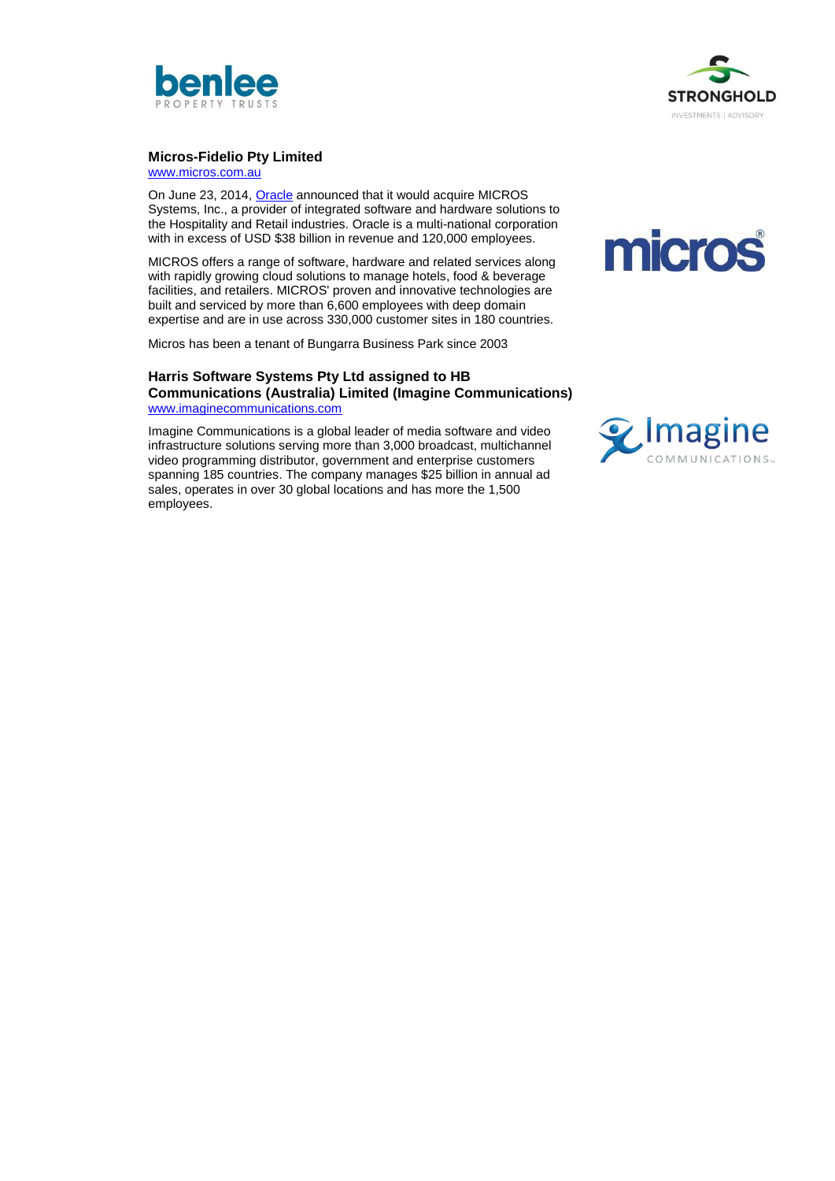## Micros-Fidelio Pty Limited

www.micros.com.au

On June 23, 2014, Oracle announced that it would acquire MICROS Systems, Inc., a provider of integrated software and hardware solutions to the Hospitality and Retail industries. Oracle is a multi-national corporation with in excess of USD $38 billion in revenue and 120,000 employees.

MICROS offers a range of software, hardware and related services along with rapidly growing cloud solutions to manage hotels, food & beverage facilities, and retailers. MICROS' proven and innovative technologies are built and serviced by more than 6,600 employees with deep domain expertise and are in use across 330,000 customer sites in 180 countries.

Micros has been a tenant of Bungarra Business Park since 2003

## Harris Software Systems Pty Ltd assigned to HB Communications (Australia) Limited (Imagine Communications)

www.imaginecommunications.com

Imagine Communications is a global leader of media software and video infrastructure solutions serving more than 3,000 broadcast, multichannel video programming distributor, government and enterprise customers spanning 185 countries. The company manages $25 billion in annual ad sales, operates in over 30 global locations and has more the 1,500 employees.